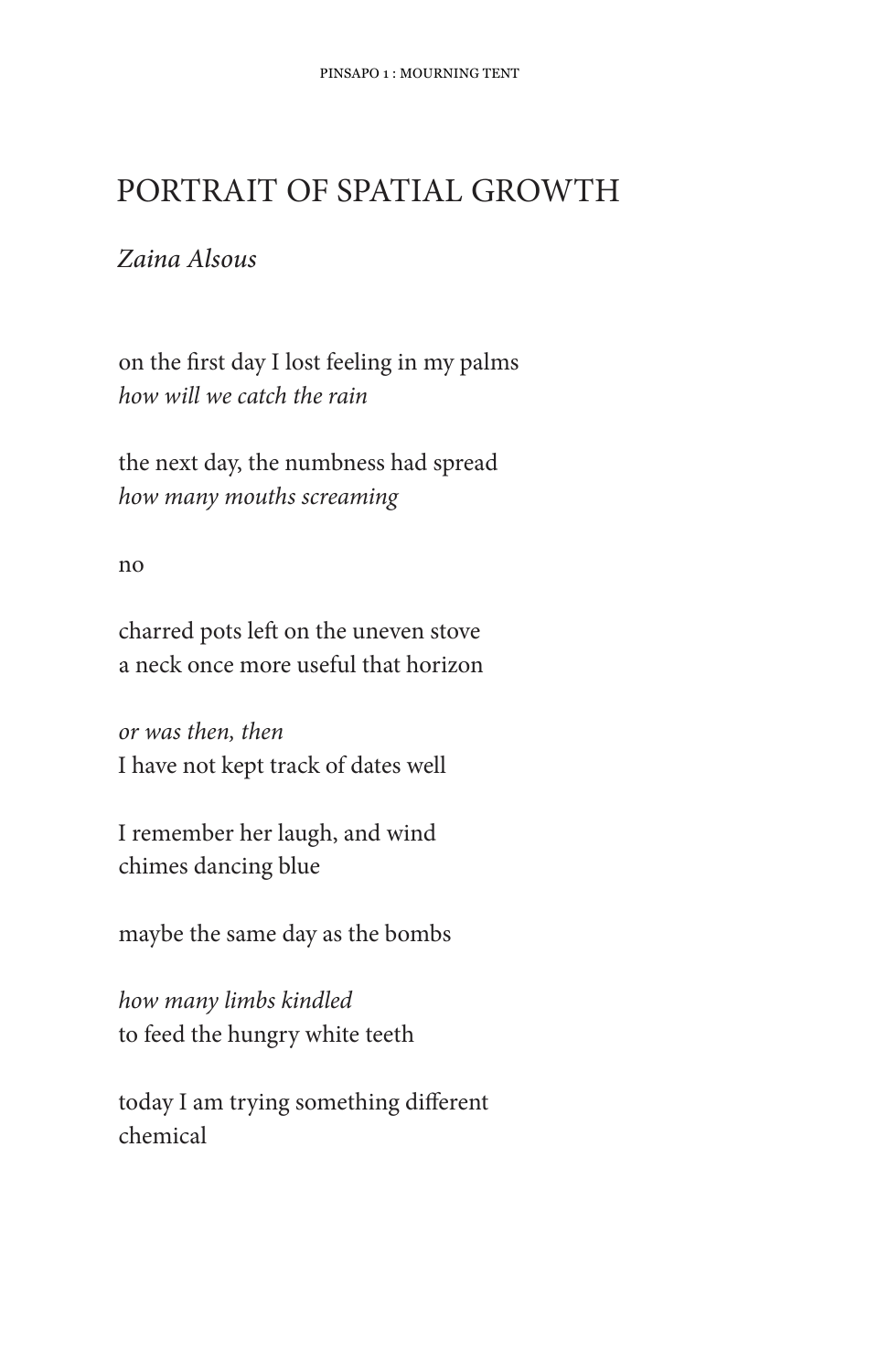# PORTRAIT OF SPATIAL GROWTH

*Zaina Alsous*

on the first day I lost feeling in my palms  
*how will we catch the rain*

the next day, the numbness had spread  
*how many mouths screaming*

no

charred pots left on the uneven stove  
a neck once more useful that horizon

*or was then, then*  
I have not kept track of dates well

I remember her laugh, and wind  
chimes dancing blue

maybe the same day as the bombs

*how many limbs kindled*  
to feed the hungry white teeth

today I am trying something different  
chemical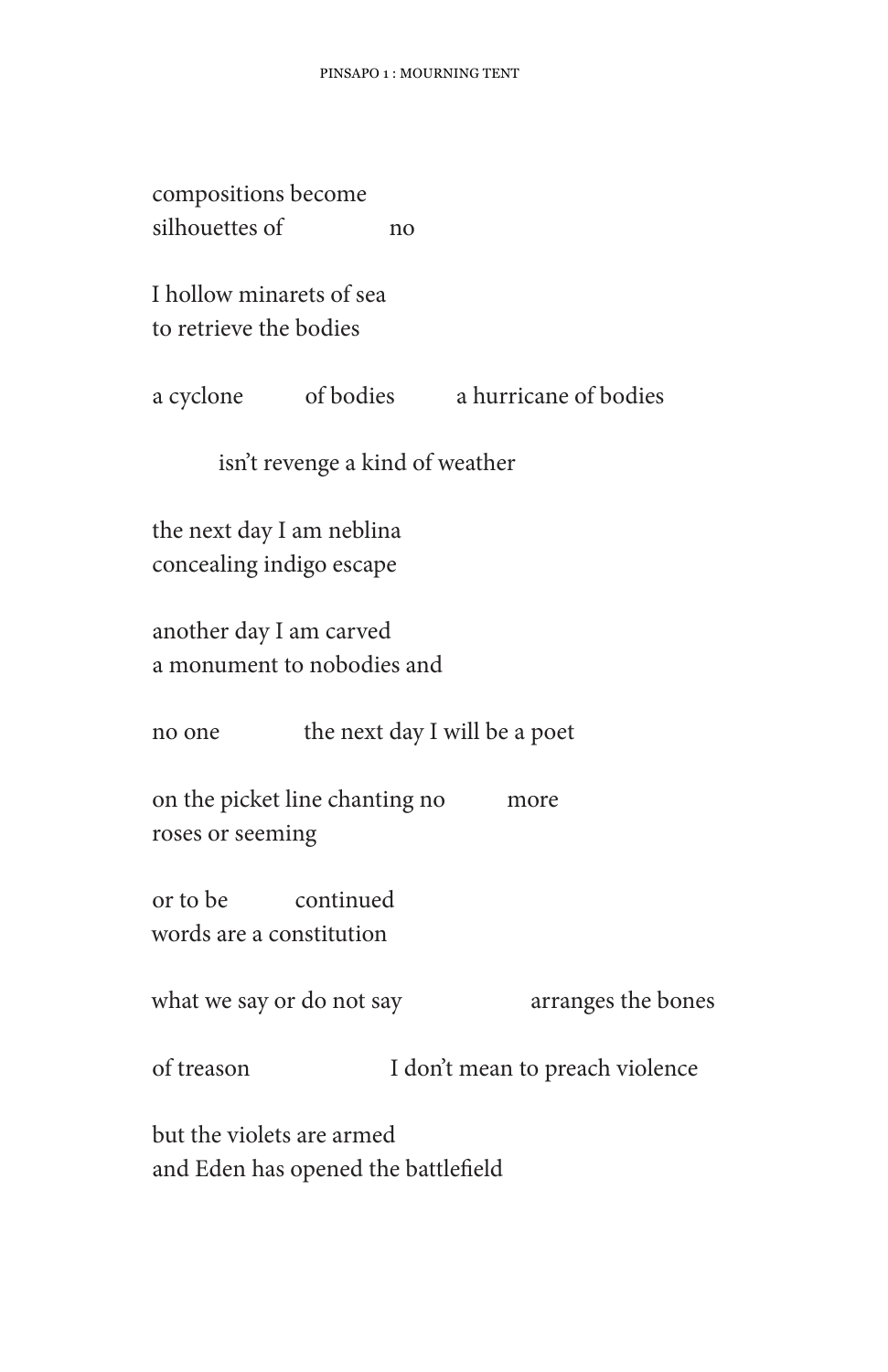compositions become
silhouettes of          no

I hollow minarets of sea
to retrieve the bodies

a cyclone     of bodies     a hurricane of bodies

     isn't revenge a kind of weather

the next day I am neblina
concealing indigo escape

another day I am carved
a monument to nobodies and

no one       the next day I will be a poet

on the picket line chanting no     more
roses or seeming

or to be     continued
words are a constitution

what we say or do not say          arranges the bones

of treason          I don't mean to preach violence

but the violets are armed
and Eden has opened the battlefield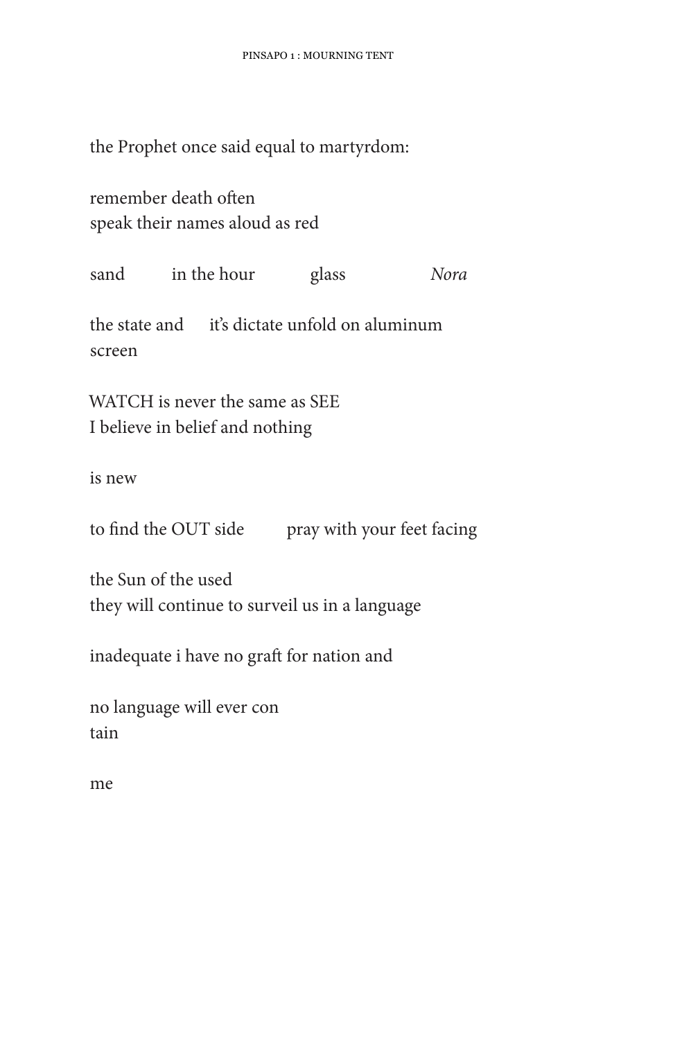the Prophet once said equal to martyrdom:

remember death often
speak their names aloud as red

sand &nbsp;&nbsp;&nbsp;&nbsp;&nbsp;&nbsp;&nbsp;&nbsp; in the hour &nbsp;&nbsp;&nbsp;&nbsp;&nbsp;&nbsp;&nbsp;&nbsp; glass &nbsp;&nbsp;&nbsp;&nbsp;&nbsp;&nbsp;&nbsp;&nbsp;&nbsp;&nbsp;&nbsp;&nbsp; *Nora*

the state and &nbsp;&nbsp;&nbsp; it's dictate unfold on aluminum
screen

WATCH is never the same as SEE
I believe in belief and nothing

is new

to find the OUT side &nbsp;&nbsp;&nbsp;&nbsp;&nbsp;&nbsp;&nbsp; pray with your feet facing

the Sun of the used
they will continue to surveil us in a language

inadequate i have no graft for nation and

no language will ever con
tain

me